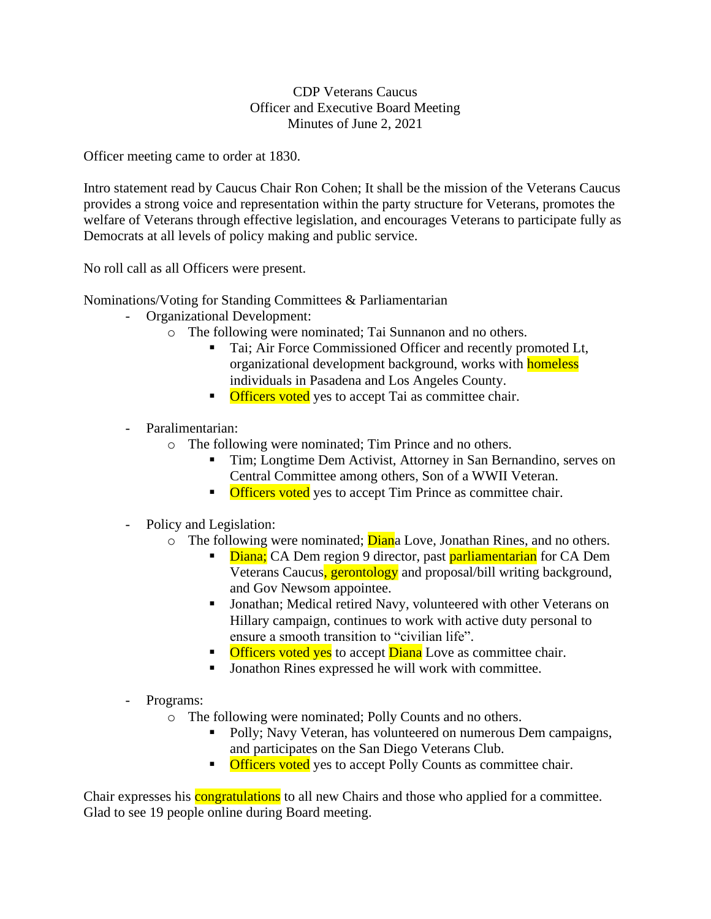CDP Veterans Caucus
Officer and Executive Board Meeting
Minutes of June 2, 2021

Officer meeting came to order at 1830.

Intro statement read by Caucus Chair Ron Cohen; It shall be the mission of the Veterans Caucus provides a strong voice and representation within the party structure for Veterans, promotes the welfare of Veterans through effective legislation, and encourages Veterans to participate fully as Democrats at all levels of policy making and public service.

No roll call as all Officers were present.

Nominations/Voting for Standing Committees & Parliamentarian

- Organizational Development:
  - The following were nominated; Tai Sunnanon and no others.
    - Tai; Air Force Commissioned Officer and recently promoted Lt, organizational development background, works with homeless individuals in Pasadena and Los Angeles County.
    - Officers voted yes to accept Tai as committee chair.

- Paralimentarian:
  - The following were nominated; Tim Prince and no others.
    - Tim; Longtime Dem Activist, Attorney in San Bernandino, serves on Central Committee among others, Son of a WWII Veteran.
    - Officers voted yes to accept Tim Prince as committee chair.

- Policy and Legislation:
  - The following were nominated; Diana Love, Jonathan Rines, and no others.
    - Diana; CA Dem region 9 director, past parliamentarian for CA Dem Veterans Caucus, gerontology and proposal/bill writing background, and Gov Newsom appointee.
    - Jonathan; Medical retired Navy, volunteered with other Veterans on Hillary campaign, continues to work with active duty personal to ensure a smooth transition to "civilian life".
    - Officers voted yes to accept Diana Love as committee chair.
    - Jonathon Rines expressed he will work with committee.

- Programs:
  - The following were nominated; Polly Counts and no others.
    - Polly; Navy Veteran, has volunteered on numerous Dem campaigns, and participates on the San Diego Veterans Club.
    - Officers voted yes to accept Polly Counts as committee chair.

Chair expresses his congratulations to all new Chairs and those who applied for a committee. Glad to see 19 people online during Board meeting.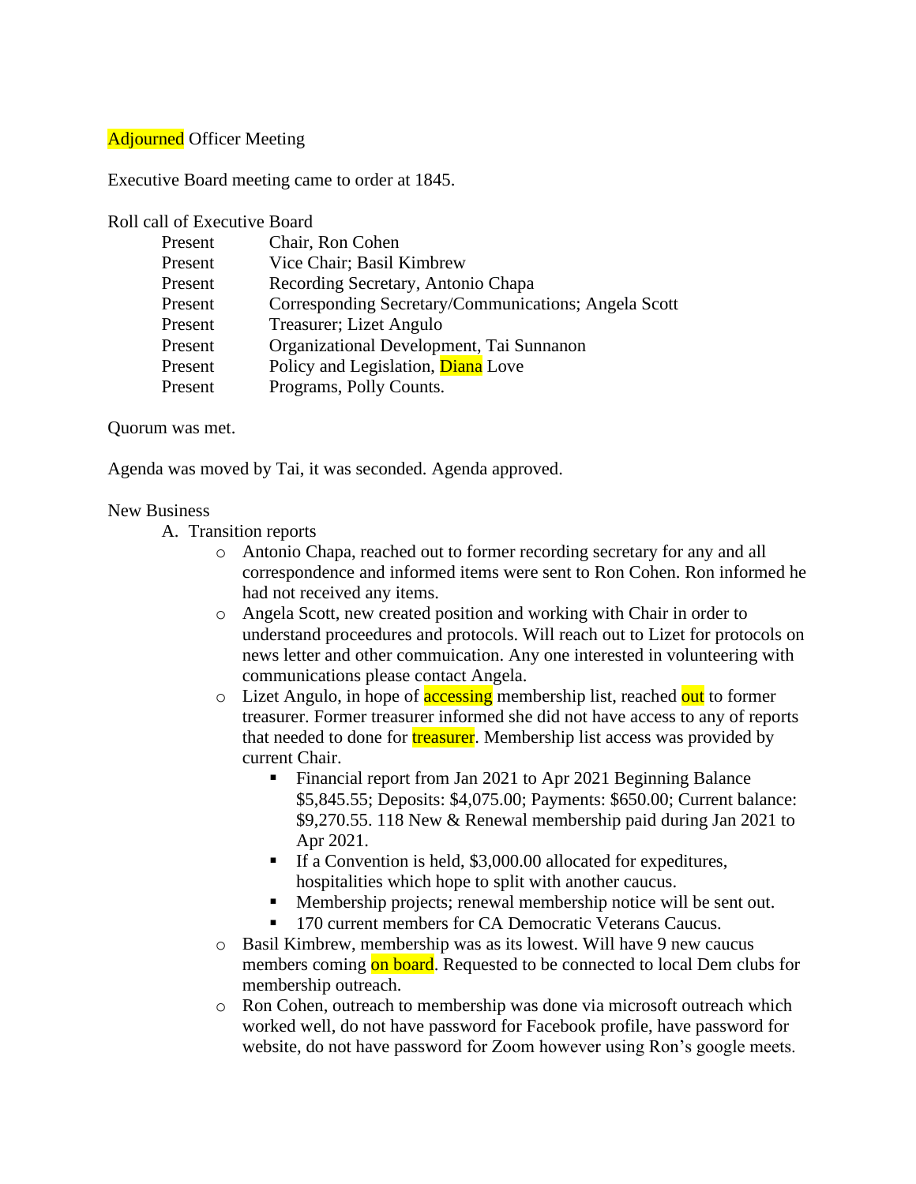Adjourned Officer Meeting

Executive Board meeting came to order at 1845.

Roll call of Executive Board

| | |
|---|---|
| Present | Chair, Ron Cohen |
| Present | Vice Chair; Basil Kimbrew |
| Present | Recording Secretary, Antonio Chapa |
| Present | Corresponding Secretary/Communications; Angela Scott |
| Present | Treasurer; Lizet Angulo |
| Present | Organizational Development, Tai Sunnanon |
| Present | Policy and Legislation, Diana Love |
| Present | Programs, Polly Counts. |

Quorum was met.

Agenda was moved by Tai, it was seconded. Agenda approved.

New Business

A. Transition reports
   - Antonio Chapa, reached out to former recording secretary for any and all correspondence and informed items were sent to Ron Cohen. Ron informed he had not received any items.
   - Angela Scott, new created position and working with Chair in order to understand proceedures and protocols. Will reach out to Lizet for protocols on news letter and other commuication. Any one interested in volunteering with communications please contact Angela.
   - Lizet Angulo, in hope of accessing membership list, reached out to former treasurer. Former treasurer informed she did not have access to any of reports that needed to done for treasurer. Membership list access was provided by current Chair.
     - Financial report from Jan 2021 to Apr 2021 Beginning Balance $5,845.55; Deposits: $4,075.00; Payments: $650.00; Current balance: $9,270.55. 118 New & Renewal membership paid during Jan 2021 to Apr 2021.
     - If a Convention is held, $3,000.00 allocated for expeditures, hospitalities which hope to split with another caucus.
     - Membership projects; renewal membership notice will be sent out.
     - 170 current members for CA Democratic Veterans Caucus.
   - Basil Kimbrew, membership was as its lowest. Will have 9 new caucus members coming on board. Requested to be connected to local Dem clubs for membership outreach.
   - Ron Cohen, outreach to membership was done via microsoft outreach which worked well, do not have password for Facebook profile, have password for website, do not have password for Zoom however using Ron's google meets.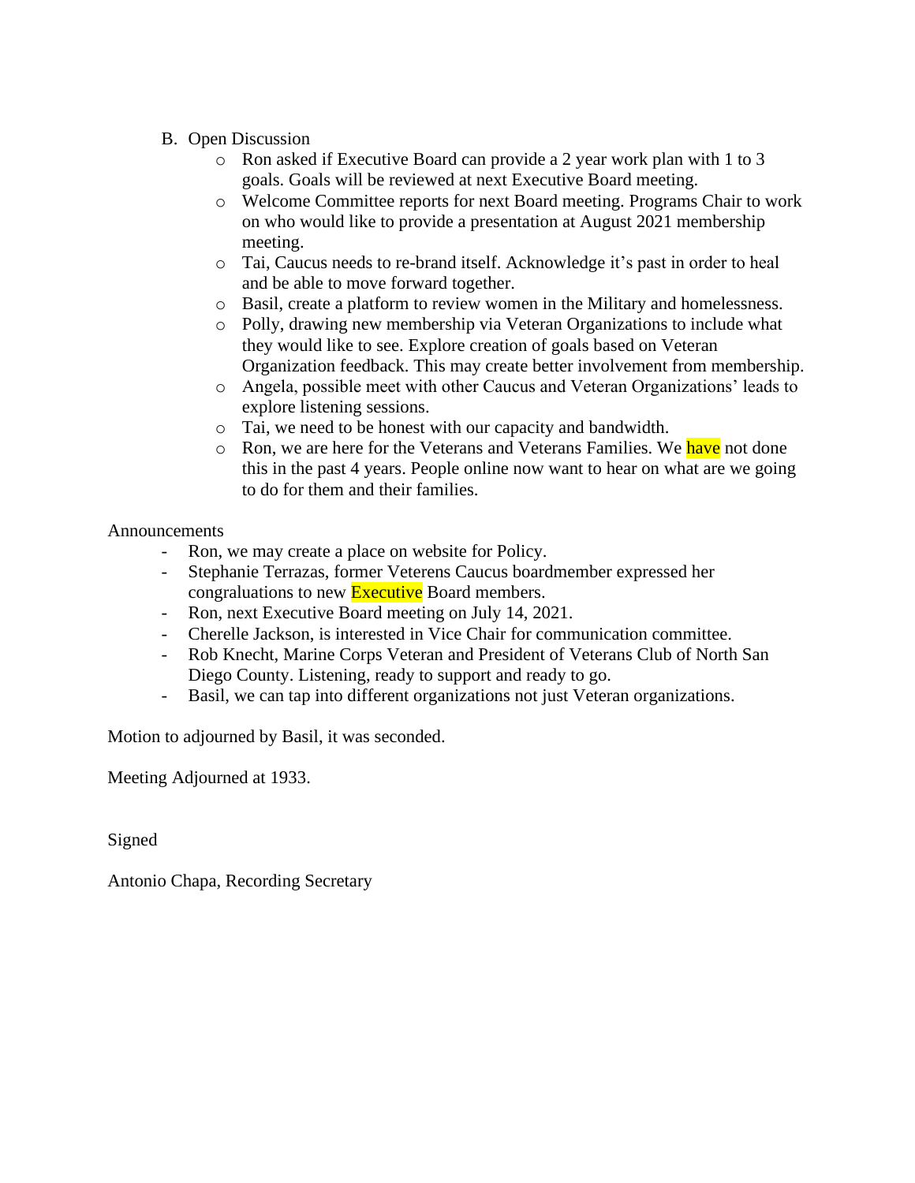B. Open Discussion
   - Ron asked if Executive Board can provide a 2 year work plan with 1 to 3 goals. Goals will be reviewed at next Executive Board meeting.
   - Welcome Committee reports for next Board meeting. Programs Chair to work on who would like to provide a presentation at August 2021 membership meeting.
   - Tai, Caucus needs to re-brand itself. Acknowledge it's past in order to heal and be able to move forward together.
   - Basil, create a platform to review women in the Military and homelessness.
   - Polly, drawing new membership via Veteran Organizations to include what they would like to see. Explore creation of goals based on Veteran Organization feedback. This may create better involvement from membership.
   - Angela, possible meet with other Caucus and Veteran Organizations' leads to explore listening sessions.
   - Tai, we need to be honest with our capacity and bandwidth.
   - Ron, we are here for the Veterans and Veterans Families. We have not done this in the past 4 years. People online now want to hear on what are we going to do for them and their families.

Announcements

- Ron, we may create a place on website for Policy.
- Stephanie Terrazas, former Veterens Caucus boardmember expressed her congraluations to new Executive Board members.
- Ron, next Executive Board meeting on July 14, 2021.
- Cherelle Jackson, is interested in Vice Chair for communication committee.
- Rob Knecht, Marine Corps Veteran and President of Veterans Club of North San Diego County. Listening, ready to support and ready to go.
- Basil, we can tap into different organizations not just Veteran organizations.

Motion to adjourned by Basil, it was seconded.

Meeting Adjourned at 1933.

Signed

Antonio Chapa, Recording Secretary